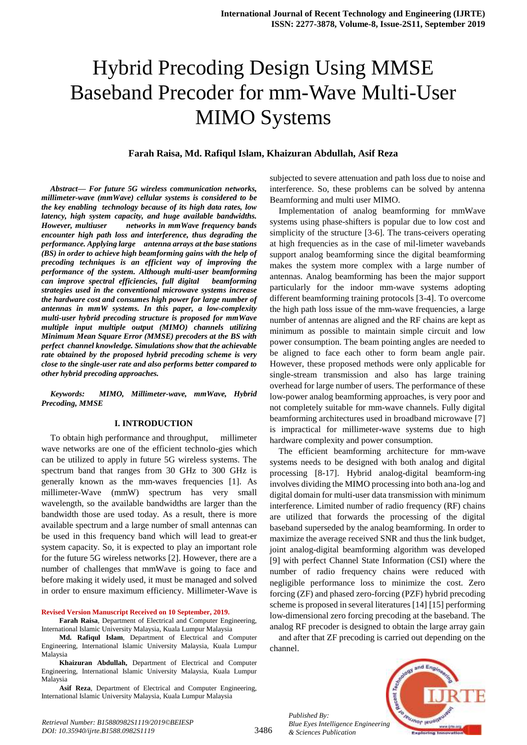# Hybrid Precoding Design Using MMSE Baseband Precoder for mm-Wave Multi-User MIMO Systems

**Farah Raisa, Md. Rafiqul Islam, Khaizuran Abdullah, Asif Reza**

***Abstract— For future 5G wireless communication networks, millimeter-wave (mmWave) cellular systems is considered to be the key enabling technology because of its high data rates, low latency, high system capacity, and huge available bandwidths. However, multiuser networks in mmWave frequency bands encounter high path loss and interference, thus degrading the performance. Applying large antenna arrays at the base stations (BS) in order to achieve high beamforming gains with the help of precoding techniques is an efficient way of improving the performance of the system. Although multi-user beamforming can improve spectral efficiencies, full digital beamforming strategies used in the conventional microwave systems increase the hardware cost and consumes high power for large number of antennas in mmW systems. In this paper, a low-complexity multi-user hybrid precoding structure is proposed for mmWave multiple input multiple output (MIMO) channels utilizing Minimum Mean Square Error (MMSE) precoders at the BS with perfect channel knowledge. Simulations show that the achievable rate obtained by the proposed hybrid precoding scheme is very close to the single-user rate and also performs better compared to other hybrid precoding approaches.***

***Keywords: MIMO, Millimeter-wave, mmWave, Hybrid Precoding, MMSE***

## I. INTRODUCTION

To obtain high performance and throughput, millimeter wave networks are one of the efficient technolo-gies which can be utilized to apply in future 5G wireless systems. The spectrum band that ranges from 30 GHz to 300 GHz is generally known as the mm-waves frequencies [1]. As millimeter-Wave (mmW) spectrum has very small wavelength, so the available bandwidths are larger than the bandwidth those are used today. As a result, there is more available spectrum and a large number of small antennas can be used in this frequency band which will lead to great-er system capacity. So, it is expected to play an important role for the future 5G wireless networks [2]. However, there are a number of challenges that mmWave is going to face and before making it widely used, it must be managed and solved in order to ensure maximum efficiency. Millimeter-Wave is subjected to severe attenuation and path loss due to noise and interference. So, these problems can be solved by antenna Beamforming and multi user MIMO.

Implementation of analog beamforming for mmWave systems using phase-shifters is popular due to low cost and simplicity of the structure [3-6]. The trans-ceivers operating at high frequencies as in the case of mil-limeter wavebands support analog beamforming since the digital beamforming makes the system more complex with a large number of antennas. Analog beamforming has been the major support particularly for the indoor mm-wave systems adopting different beamforming training protocols [3-4]. To overcome the high path loss issue of the mm-wave frequencies, a large number of antennas are aligned and the RF chains are kept as minimum as possible to maintain simple circuit and low power consumption. The beam pointing angles are needed to be aligned to face each other to form beam angle pair. However, these proposed methods were only applicable for single-stream transmission and also has large training overhead for large number of users. The performance of these low-power analog beamforming approaches, is very poor and not completely suitable for mm-wave channels. Fully digital beamforming architectures used in broadband microwave [7] is impractical for millimeter-wave systems due to high hardware complexity and power consumption.

The efficient beamforming architecture for mm-wave systems needs to be designed with both analog and digital processing [8-17]. Hybrid analog-digital beamform-ing involves dividing the MIMO processing into both ana-log and digital domain for multi-user data transmission with minimum interference. Limited number of radio frequency (RF) chains are utilized that forwards the processing of the digital baseband superseded by the analog beamforming. In order to maximize the average received SNR and thus the link budget, joint analog-digital beamforming algorithm was developed [9] with perfect Channel State Information (CSI) where the number of radio frequency chains were reduced with negligible performance loss to minimize the cost. Zero forcing (ZF) and phased zero-forcing (PZF) hybrid precoding scheme is proposed in several literatures [14] [15] performing low-dimensional zero forcing precoding at the baseband. The analog RF precoder is designed to obtain the large array gain and after that ZF precoding is carried out depending on the channel.

**Revised Version Manuscript Received on 10 September, 2019.**

**Farah Raisa**, Department of Electrical and Computer Engineering, International Islamic University Malaysia, Kuala Lumpur Malaysia

**Md. Rafiqul Islam**, Department of Electrical and Computer Engineering, International Islamic University Malaysia, Kuala Lumpur Malaysia

**Khaizuran Abdullah,** Department of Electrical and Computer Engineering, International Islamic University Malaysia, Kuala Lumpur Malaysia

**Asif Reza**, Department of Electrical and Computer Engineering, International Islamic University Malaysia, Kuala Lumpur Malaysia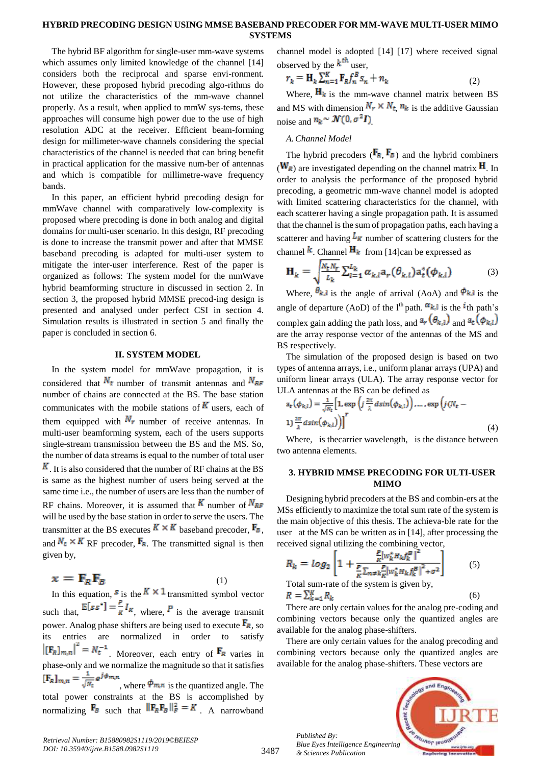The hybrid BF algorithm for single-user mm-wave systems which assumes only limited knowledge of the channel [14] considers both the reciprocal and sparse envi-ronment. However, these proposed hybrid precoding algo-rithms do not utilize the characteristics of the mm-wave channel properly. As a result, when applied to mmW sys-tems, these approaches will consume high power due to the use of high resolution ADC at the receiver. Efficient beam-forming design for millimeter-wave channels considering the special characteristics of the channel is needed that can bring benefit in practical application for the massive num-ber of antennas and which is compatible for millimetre-wave frequency bands.

In this paper, an efficient hybrid precoding design for mmWave channel with comparatively low-complexity is proposed where precoding is done in both analog and digital domains for multi-user scenario. In this design, RF precoding is done to increase the transmit power and after that MMSE baseband precoding is adapted for multi-user system to mitigate the inter-user interference. Rest of the paper is organized as follows: The system model for the mmWave hybrid beamforming structure in discussed in section 2. In section 3, the proposed hybrid MMSE precod-ing design is presented and analysed under perfect CSI in section 4. Simulation results is illustrated in section 5 and finally the paper is concluded in section 6.

## II. SYSTEM MODEL

In the system model for mmWave propagation, it is considered that $N_t$ number of transmit antennas and $N_{RF}$ number of chains are connected at the BS. The base station communicates with the mobile stations of $K$ users, each of them equipped with $N_r$ number of receive antennas. In multi-user beamforming system, each of the users supports single-stream transmission between the BS and the MS. So, the number of data streams is equal to the number of total user $K$. It is also considered that the number of RF chains at the BS is same as the highest number of users being served at the same time i.e., the number of users are less than the number of RF chains. Moreover, it is assumed that $K$ number of $N_{RF}$ will be used by the base station in order to serve the users. The transmitter at the BS executes $K \times K$ baseband precoder, $\mathbf{F}_B$, and $N_t \times K$ RF precoder, $\mathbf{F}_R$. The transmitted signal is then given by,

$$x = \mathbf{F}_R \mathbf{F}_B \tag{1}$$

In this equation, $s$ is the $K \times 1$ transmitted symbol vector such that, $\mathbb{E}[ss^*] = \frac{P}{K} I_K$, where, $P$ is the average transmit power. Analog phase shifters are being used to execute $\mathbf{F}_R$, so its entries are normalized in order to satisfy $|[\mathbf{F}_R]_{m,n}|^2 = N_t^{-1}$. Moreover, each entry of $\mathbf{F}_R$ varies in phase-only and we normalize the magnitude so that it satisfies $[\mathbf{F}_R]_{m,n} = \frac{1}{\sqrt{N_t}} e^{j\phi_{m,n}}$, where $\phi_{m,n}$ is the quantized angle. The total power constraints at the BS is accomplished by normalizing $\mathbf{F}_B$ such that $\|\mathbf{F}_R \mathbf{F}_B\|_F^2 = K$. A narrowband channel model is adopted [14] [17] where received signal observed by the $k^{th}$ user,

$$r_k = \mathbf{H}_k \sum_{n=1}^{K} \mathbf{F}_R f_n^B s_n + n_k \tag{2}$$

Where, $\mathbf{H}_k$ is the mm-wave channel matrix between BS and MS with dimension $N_r \times N_t$, $n_k$ is the additive Gaussian noise and $n_k \sim \mathcal{N}(0, \sigma^2 I)$.

### A. Channel Model

The hybrid precoders ($\mathbf{F}_R, \mathbf{F}_B$) and the hybrid combiners ($\mathbf{W}_R$) are investigated depending on the channel matrix $\mathbf{H}$. In order to analysis the performance of the proposed hybrid precoding, a geometric mm-wave channel model is adopted with limited scattering characteristics for the channel, with each scatterer having a single propagation path. It is assumed that the channel is the sum of propagation paths, each having a scatterer and having $L_K$ number of scattering clusters for the channel $k$. Channel $\mathbf{H}_k$ from [14]can be expressed as

$$\mathbf{H}_k = \sqrt{\frac{N_t N_r}{L_k}} \sum_{l=1}^{L_k} \alpha_{k,l} \mathbf{a}_r(\theta_{k,l}) \mathbf{a}_t^*(\phi_{k,l}) \tag{3}$$

Where, $\theta_{k,l}$ is the angle of arrival (AoA) and $\phi_{k,l}$ is the angle of departure (AoD) of the l[th] path. $\alpha_{k,l}$ is the $l$th path's complex gain adding the path loss, and $\mathbf{a}_r(\theta_{k,l})$ and $\mathbf{a}_t(\phi_{k,l})$ are the array response vector of the antennas of the MS and BS respectively.

The simulation of the proposed design is based on two types of antenna arrays, i.e., uniform planar arrays (UPA) and uniform linear arrays (ULA). The array response vector for ULA antennas at the BS can be defined as

$$\mathbf{a}_t(\phi_{k,l}) = \frac{1}{\sqrt{N_t}} \left[1, \exp\left(j\frac{2\pi}{\lambda} d \sin(\phi_{k,l})\right), \dots, \exp\left(j(N_t - 1)\frac{2\pi}{\lambda} d \sin(\phi_{k,l})\right)\right]^T \tag{4}$$

Where, is thecarrier wavelength, is the distance between two antenna elements.

## 3. HYBRID MMSE PRECODING FOR ULTI-USER MIMO

Designing hybrid precoders at the BS and combin-ers at the MSs efficiently to maximize the total sum rate of the system is the main objective of this thesis. The achieva-ble rate for the user at the MS can be written as in [14], after processing the received signal utilizing the combining vector,

$$R_k = \log_2 \left[1 + \frac{\frac{P}{K}|w_k^* H_k f_k^B|^2}{\frac{P}{K}\sum_{n \neq k} \frac{P}{K}|w_k^* H_k f_n^B|^2 + \sigma^2}\right] \tag{5}$$

Total sum-rate of the system is given by,

$$R = \sum_{k=1}^{K} R_k \tag{6}$$

There are only certain values for the analog pre-coding and combining vectors because only the quantized angles are available for the analog phase-shifters.

There are only certain values for the analog precoding and combining vectors because only the quantized angles are available for the analog phase-shifters. These vectors are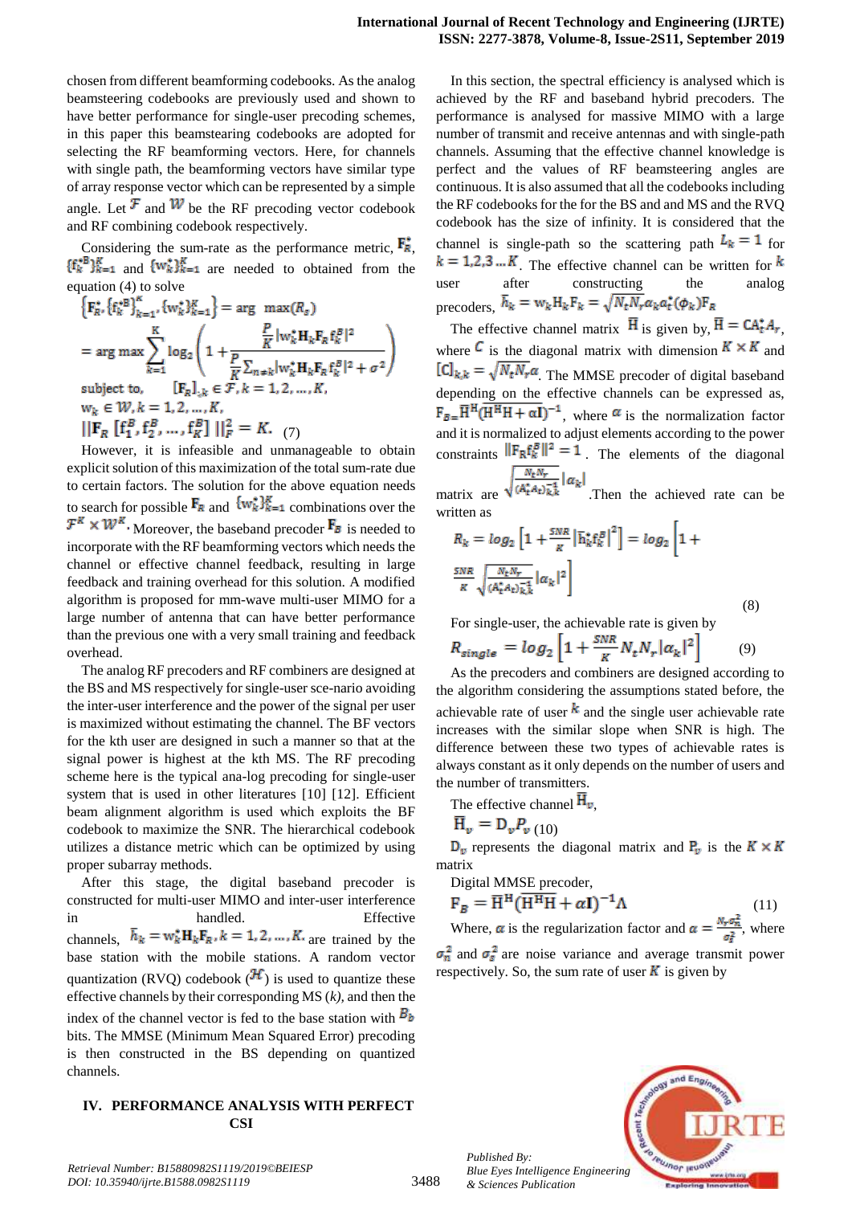chosen from different beamforming codebooks. As the analog beamsteering codebooks are previously used and shown to have better performance for single-user precoding schemes, in this paper this beamstearing codebooks are adopted for selecting the RF beamforming vectors. Here, for channels with single path, the beamforming vectors have similar type of array response vector which can be represented by a simple angle. Let $\mathcal{F}$ and $\mathcal{W}$ be the RF precoding vector codebook and RF combining codebook respectively.

Considering the sum-rate as the performance metric, $\mathbf{F}_R^*$, $\{f_k^{*B}\}_{k=1}^K$ and $\{w_k^*\}_{k=1}^K$ are needed to obtained from the equation (4) to solve

$$\left\{\mathbf{F}_R^*, \{f_k^{*B}\}_{k=1}^K, \{w_k^*\}_{k=1}^K\right\} = \arg\ \max(R_s)$$

$$= \arg\max \sum_{k=1}^{K} \log_2\left(1 + \frac{\frac{P}{K}|w_k^* \mathbf{H}_k \mathbf{F}_R f_k^B|^2}{\frac{P}{K}\sum_{n\neq k}|w_k^* \mathbf{H}_k \mathbf{F}_R f_k^B|^2 + \sigma^2}\right)$$

$$\text{subject to,} \quad [\mathbf{F}_R]_{:,k} \in \mathcal{F}, k = 1, 2, \dots, K,$$

$$w_k \in \mathcal{W}, k = 1, 2, \dots, K,$$

$$\|\mathbf{F}_R\ [f_1^B, f_2^B, \dots, f_K^B]\ \|_F^2 = K. \quad (7)$$

However, it is infeasible and unmanageable to obtain explicit solution of this maximization of the total sum-rate due to certain factors. The solution for the above equation needs to search for possible $\mathbf{F}_R$ and $\{w_k^*\}_{k=1}^K$ combinations over the $\mathcal{F}^K \times \mathcal{W}^K$. Moreover, the baseband precoder $\mathbf{F}_B$ is needed to incorporate with the RF beamforming vectors which needs the channel or effective channel feedback, resulting in large feedback and training overhead for this solution. A modified algorithm is proposed for mm-wave multi-user MIMO for a large number of antenna that can have better performance than the previous one with a very small training and feedback overhead.

The analog RF precoders and RF combiners are designed at the BS and MS respectively for single-user sce-nario avoiding the inter-user interference and the power of the signal per user is maximized without estimating the channel. The BF vectors for the kth user are designed in such a manner so that at the signal power is highest at the kth MS. The RF precoding scheme here is the typical ana-log precoding for single-user system that is used in other literatures [10] [12]. Efficient beam alignment algorithm is used which exploits the BF codebook to maximize the SNR. The hierarchical codebook utilizes a distance metric which can be optimized by using proper subarray methods.

After this stage, the digital baseband precoder is constructed for multi-user MIMO and inter-user interference in handled. Effective channels, $\bar{h}_k = w_k^* \mathbf{H}_k \mathbf{F}_R, k = 1, 2, \dots, K$. are trained by the base station with the mobile stations. A random vector quantization (RVQ) codebook ($\mathcal{H}$) is used to quantize these effective channels by their corresponding MS (*k)*, and then the index of the channel vector is fed to the base station with $B_b$ bits. The MMSE (Minimum Mean Squared Error) precoding is then constructed in the BS depending on quantized channels.

## IV. PERFORMANCE ANALYSIS WITH PERFECT CSI

In this section, the spectral efficiency is analysed which is achieved by the RF and baseband hybrid precoders. The performance is analysed for massive MIMO with a large number of transmit and receive antennas and with single-path channels. Assuming that the effective channel knowledge is perfect and the values of RF beamsteering angles are continuous. It is also assumed that all the codebooks including the RF codebooks for the for the BS and and MS and the RVQ codebook has the size of infinity. It is considered that the channel is single-path so the scattering path $L_k = 1$ for $k = 1,2,3 \dots K$. The effective channel can be written for $k$ user after constructing the analog precoders, $\bar{h}_k = w_k \mathbf{H}_k \mathbf{F}_k = \sqrt{N_t N_r} \alpha_k a_t^*(\phi_k) \mathbf{F}_R$

The effective channel matrix $\overline{\mathbf{H}}$ is given by, $\overline{\mathbf{H}} = \mathbf{C} A_t^* A_r$, where $\mathbf{C}$ is the diagonal matrix with dimension $K \times K$ and $[\mathbf{C}]_{k,k} = \sqrt{N_t N_r} \alpha$. The MMSE precoder of digital baseband depending on the effective channels can be expressed as, $\mathbf{F}_{B=}\overline{\mathbf{H}}^{\mathrm{H}}(\overline{\mathbf{H}}^{\mathrm{H}}\mathrm{H} + \alpha\mathbf{I})^{-1}$, where $\alpha$ is the normalization factor and it is normalized to adjust elements according to the power constraints $\|\mathbf{F}_R f_k^B\|^2 = 1$. The elements of the diagonal matrix are $\sqrt{\frac{N_t N_r}{(A_t^* A_t)_{kk}^{-1}}}|\alpha_k|$. Then the achieved rate can be written as

$$R_k = log_2\left[1 + \frac{SNR}{K}\left|\bar{h}_k^* f_k^B\right|^2\right] = log_2\left[1 + \frac{SNR}{K}\sqrt{\frac{N_t N_r}{(A_t^* A_t)_{kk}^{-1}}}|\alpha_k|^2\right] \quad (8)$$

For single-user, the achievable rate is given by

$$R_{single} = log_2\left[1 + \frac{SNR}{K} N_t N_r |\alpha_k|^2\right] \quad (9)$$

As the precoders and combiners are designed according to the algorithm considering the assumptions stated before, the achievable rate of user $k$ and the single user achievable rate increases with the similar slope when SNR is high. The difference between these two types of achievable rates is always constant as it only depends on the number of users and the number of transmitters.

The effective channel $\overline{\mathbf{H}}_v$,

$$\overline{\mathbf{H}}_v = \mathbf{D}_v P_v \quad (10)$$

$\mathbf{D}_v$ represents the diagonal matrix and $\mathbf{P}_v$ is the $K \times K$ matrix

Digital MMSE precoder,

$$\mathbf{F}_B = \overline{\mathbf{H}}^{\mathrm{H}}(\overline{\mathbf{H}}^{\mathrm{H}}\mathbf{H} + \alpha\mathbf{I})^{-1}\Lambda \quad (11)$$

Where, $\alpha$ is the regularization factor and $\alpha = \frac{N_r \sigma_n^2}{\sigma_s^2}$, where $\sigma_n^2$ and $\sigma_s^2$ are noise variance and average transmit power respectively. So, the sum rate of user $K$ is given by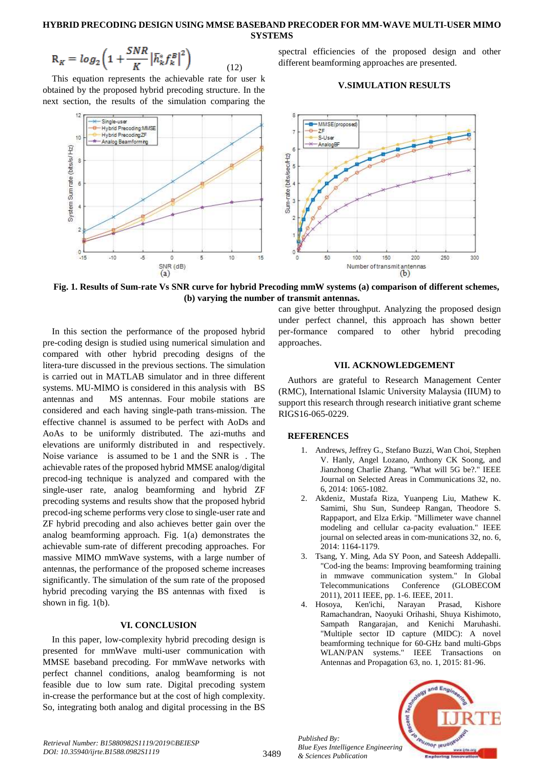$$R_K = log_2\left(1 + \frac{SNR}{K}\left|\bar{h}_k^* f_k^B\right|^2\right) \quad (12)$$

This equation represents the achievable rate for user k obtained by the proposed hybrid precoding structure. In the next section, the results of the simulation comparing the spectral efficiencies of the proposed design and other different beamforming approaches are presented.

## V.SIMULATION RESULTS

**Fig. 1. Results of Sum-rate Vs SNR curve for hybrid Precoding mmW systems (a) comparison of different schemes, (b) varying the number of transmit antennas.**

In this section the performance of the proposed hybrid pre-coding design is studied using numerical simulation and compared with other hybrid precoding designs of the litera-ture discussed in the previous sections. The simulation is carried out in MATLAB simulator and in three different systems. MU-MIMO is considered in this analysis with BS antennas and MS antennas. Four mobile stations are considered and each having single-path trans-mission. The effective channel is assumed to be perfect with AoDs and AoAs to be uniformly distributed. The azi-muths and elevations are uniformly distributed in and respectively. Noise variance is assumed to be 1 and the SNR is . The achievable rates of the proposed hybrid MMSE analog/digital precod-ing technique is analyzed and compared with the single-user rate, analog beamforming and hybrid ZF precoding systems and results show that the proposed hybrid precod-ing scheme performs very close to single-user rate and ZF hybrid precoding and also achieves better gain over the analog beamforming approach. Fig. 1(a) demonstrates the achievable sum-rate of different precoding approaches. For massive MIMO mmWave systems, with a large number of antennas, the performance of the proposed scheme increases significantly. The simulation of the sum rate of the proposed hybrid precoding varying the BS antennas with fixed is shown in fig. 1(b).

## VI. CONCLUSION

In this paper, low-complexity hybrid precoding design is presented for mmWave multi-user communication with MMSE baseband precoding. For mmWave networks with perfect channel conditions, analog beamforming is not feasible due to low sum rate. Digital precoding system in-crease the performance but at the cost of high complexity. So, integrating both analog and digital processing in the BS can give better throughput. Analyzing the proposed design under perfect channel, this approach has shown better per-formance compared to other hybrid precoding approaches.

## VII. ACKNOWLEDGEMENT

Authors are grateful to Research Management Center (RMC), International Islamic University Malaysia (IIUM) to support this research through research initiative grant scheme RIGS16-065-0229.

## REFERENCES

1. Andrews, Jeffrey G., Stefano Buzzi, Wan Choi, Stephen V. Hanly, Angel Lozano, Anthony CK Soong, and Jianzhong Charlie Zhang. "What will 5G be?." IEEE Journal on Selected Areas in Communications 32, no. 6, 2014: 1065-1082.
2. Akdeniz, Mustafa Riza, Yuanpeng Liu, Mathew K. Samimi, Shu Sun, Sundeep Rangan, Theodore S. Rappaport, and Elza Erkip. "Millimeter wave channel modeling and cellular ca-pacity evaluation." IEEE journal on selected areas in com-munications 32, no. 6, 2014: 1164-1179.
3. Tsang, Y. Ming, Ada SY Poon, and Sateesh Addepalli. "Cod-ing the beams: Improving beamforming training in mmwave communication system." In Global Telecommunications Conference (GLOBECOM 2011), 2011 IEEE, pp. 1-6. IEEE, 2011.
4. Hosoya, Ken'ichi, Narayan Prasad, Kishore Ramachandran, Naoyuki Orihashi, Shuya Kishimoto, Sampath Rangarajan, and Kenichi Maruhashi. "Multiple sector ID capture (MIDC): A novel beamforming technique for 60-GHz band multi-Gbps WLAN/PAN systems." IEEE Transactions on Antennas and Propagation 63, no. 1, 2015: 81-96.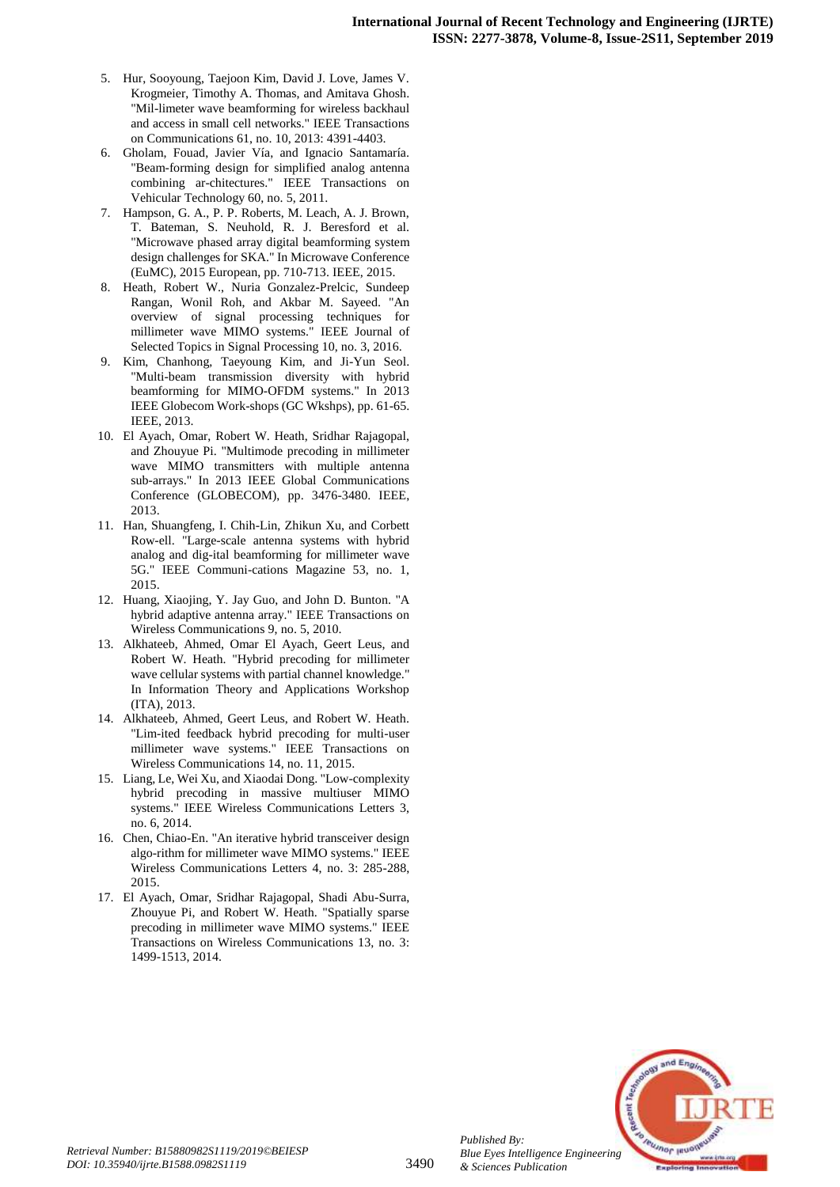5. Hur, Sooyoung, Taejoon Kim, David J. Love, James V. Krogmeier, Timothy A. Thomas, and Amitava Ghosh. "Mil-limeter wave beamforming for wireless backhaul and access in small cell networks." IEEE Transactions on Communications 61, no. 10, 2013: 4391-4403.
6. Gholam, Fouad, Javier Vía, and Ignacio Santamaría. "Beam-forming design for simplified analog antenna combining ar-chitectures." IEEE Transactions on Vehicular Technology 60, no. 5, 2011.
7. Hampson, G. A., P. P. Roberts, M. Leach, A. J. Brown, T. Bateman, S. Neuhold, R. J. Beresford et al. "Microwave phased array digital beamforming system design challenges for SKA." In Microwave Conference (EuMC), 2015 European, pp. 710-713. IEEE, 2015.
8. Heath, Robert W., Nuria Gonzalez-Prelcic, Sundeep Rangan, Wonil Roh, and Akbar M. Sayeed. "An overview of signal processing techniques for millimeter wave MIMO systems." IEEE Journal of Selected Topics in Signal Processing 10, no. 3, 2016.
9. Kim, Chanhong, Taeyoung Kim, and Ji-Yun Seol. "Multi-beam transmission diversity with hybrid beamforming for MIMO-OFDM systems." In 2013 IEEE Globecom Work-shops (GC Wkshps), pp. 61-65. IEEE, 2013.
10. El Ayach, Omar, Robert W. Heath, Sridhar Rajagopal, and Zhouyue Pi. "Multimode precoding in millimeter wave MIMO transmitters with multiple antenna sub-arrays." In 2013 IEEE Global Communications Conference (GLOBECOM), pp. 3476-3480. IEEE, 2013.
11. Han, Shuangfeng, I. Chih-Lin, Zhikun Xu, and Corbett Row-ell. "Large-scale antenna systems with hybrid analog and dig-ital beamforming for millimeter wave 5G." IEEE Communi-cations Magazine 53, no. 1, 2015.
12. Huang, Xiaojing, Y. Jay Guo, and John D. Bunton. "A hybrid adaptive antenna array." IEEE Transactions on Wireless Communications 9, no. 5, 2010.
13. Alkhateeb, Ahmed, Omar El Ayach, Geert Leus, and Robert W. Heath. "Hybrid precoding for millimeter wave cellular systems with partial channel knowledge." In Information Theory and Applications Workshop (ITA), 2013.
14. Alkhateeb, Ahmed, Geert Leus, and Robert W. Heath. "Lim-ited feedback hybrid precoding for multi-user millimeter wave systems." IEEE Transactions on Wireless Communications 14, no. 11, 2015.
15. Liang, Le, Wei Xu, and Xiaodai Dong. "Low-complexity hybrid precoding in massive multiuser MIMO systems." IEEE Wireless Communications Letters 3, no. 6, 2014.
16. Chen, Chiao-En. "An iterative hybrid transceiver design algo-rithm for millimeter wave MIMO systems." IEEE Wireless Communications Letters 4, no. 3: 285-288, 2015.
17. El Ayach, Omar, Sridhar Rajagopal, Shadi Abu-Surra, Zhouyue Pi, and Robert W. Heath. "Spatially sparse precoding in millimeter wave MIMO systems." IEEE Transactions on Wireless Communications 13, no. 3: 1499-1513, 2014.